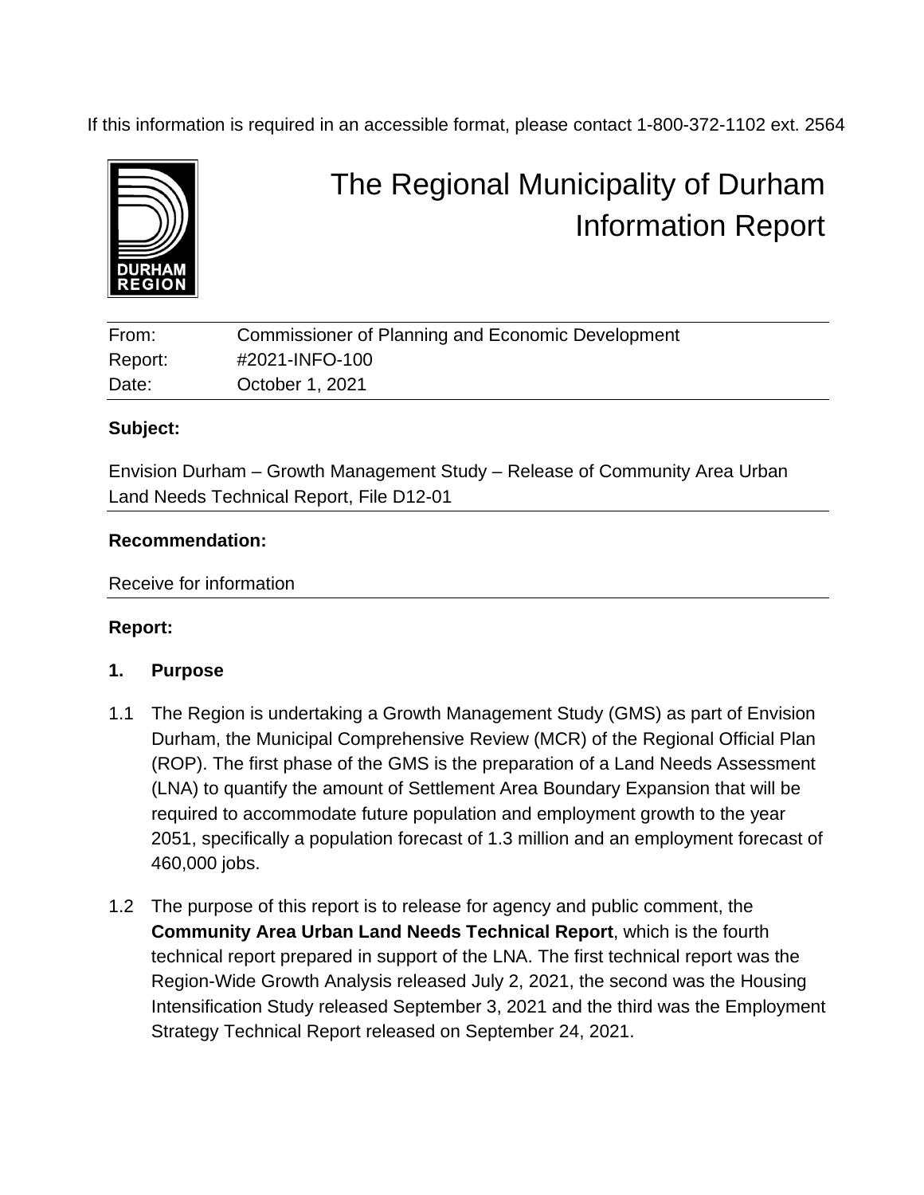If this information is required in an accessible format, please contact 1-800-372-1102 ext. 2564

# The Regional Municipality of Durham Information Report

| | |
|---|---|
| From: | Commissioner of Planning and Economic Development |
| Report: | #2021-INFO-100 |
| Date: | October 1, 2021 |

**Subject:**

Envision Durham – Growth Management Study – Release of Community Area Urban Land Needs Technical Report, File D12-01

**Recommendation:**

Receive for information

**Report:**

## 1. Purpose

1.1 The Region is undertaking a Growth Management Study (GMS) as part of Envision Durham, the Municipal Comprehensive Review (MCR) of the Regional Official Plan (ROP). The first phase of the GMS is the preparation of a Land Needs Assessment (LNA) to quantify the amount of Settlement Area Boundary Expansion that will be required to accommodate future population and employment growth to the year 2051, specifically a population forecast of 1.3 million and an employment forecast of 460,000 jobs.

1.2 The purpose of this report is to release for agency and public comment, the **Community Area Urban Land Needs Technical Report**, which is the fourth technical report prepared in support of the LNA. The first technical report was the Region-Wide Growth Analysis released July 2, 2021, the second was the Housing Intensification Study released September 3, 2021 and the third was the Employment Strategy Technical Report released on September 24, 2021.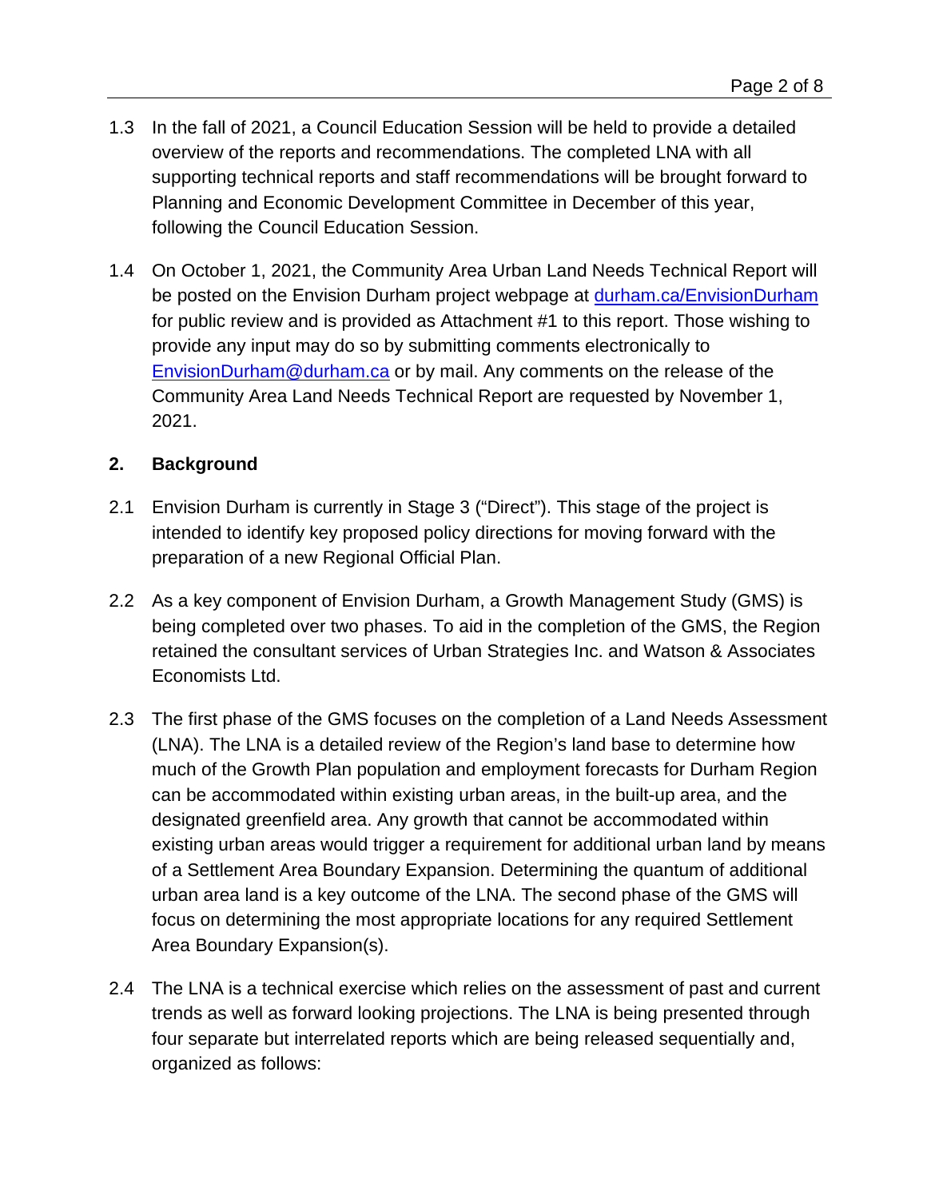1.3 In the fall of 2021, a Council Education Session will be held to provide a detailed overview of the reports and recommendations. The completed LNA with all supporting technical reports and staff recommendations will be brought forward to Planning and Economic Development Committee in December of this year, following the Council Education Session.

1.4 On October 1, 2021, the Community Area Urban Land Needs Technical Report will be posted on the Envision Durham project webpage at [durham.ca/EnvisionDurham](durham.ca/EnvisionDurham) for public review and is provided as Attachment #1 to this report. Those wishing to provide any input may do so by submitting comments electronically to [EnvisionDurham@durham.ca](mailto:EnvisionDurham@durham.ca) or by mail. Any comments on the release of the Community Area Land Needs Technical Report are requested by November 1, 2021.

## 2. Background

2.1 Envision Durham is currently in Stage 3 ("Direct"). This stage of the project is intended to identify key proposed policy directions for moving forward with the preparation of a new Regional Official Plan.

2.2 As a key component of Envision Durham, a Growth Management Study (GMS) is being completed over two phases. To aid in the completion of the GMS, the Region retained the consultant services of Urban Strategies Inc. and Watson & Associates Economists Ltd.

2.3 The first phase of the GMS focuses on the completion of a Land Needs Assessment (LNA). The LNA is a detailed review of the Region's land base to determine how much of the Growth Plan population and employment forecasts for Durham Region can be accommodated within existing urban areas, in the built-up area, and the designated greenfield area. Any growth that cannot be accommodated within existing urban areas would trigger a requirement for additional urban land by means of a Settlement Area Boundary Expansion. Determining the quantum of additional urban area land is a key outcome of the LNA. The second phase of the GMS will focus on determining the most appropriate locations for any required Settlement Area Boundary Expansion(s).

2.4 The LNA is a technical exercise which relies on the assessment of past and current trends as well as forward looking projections. The LNA is being presented through four separate but interrelated reports which are being released sequentially and, organized as follows: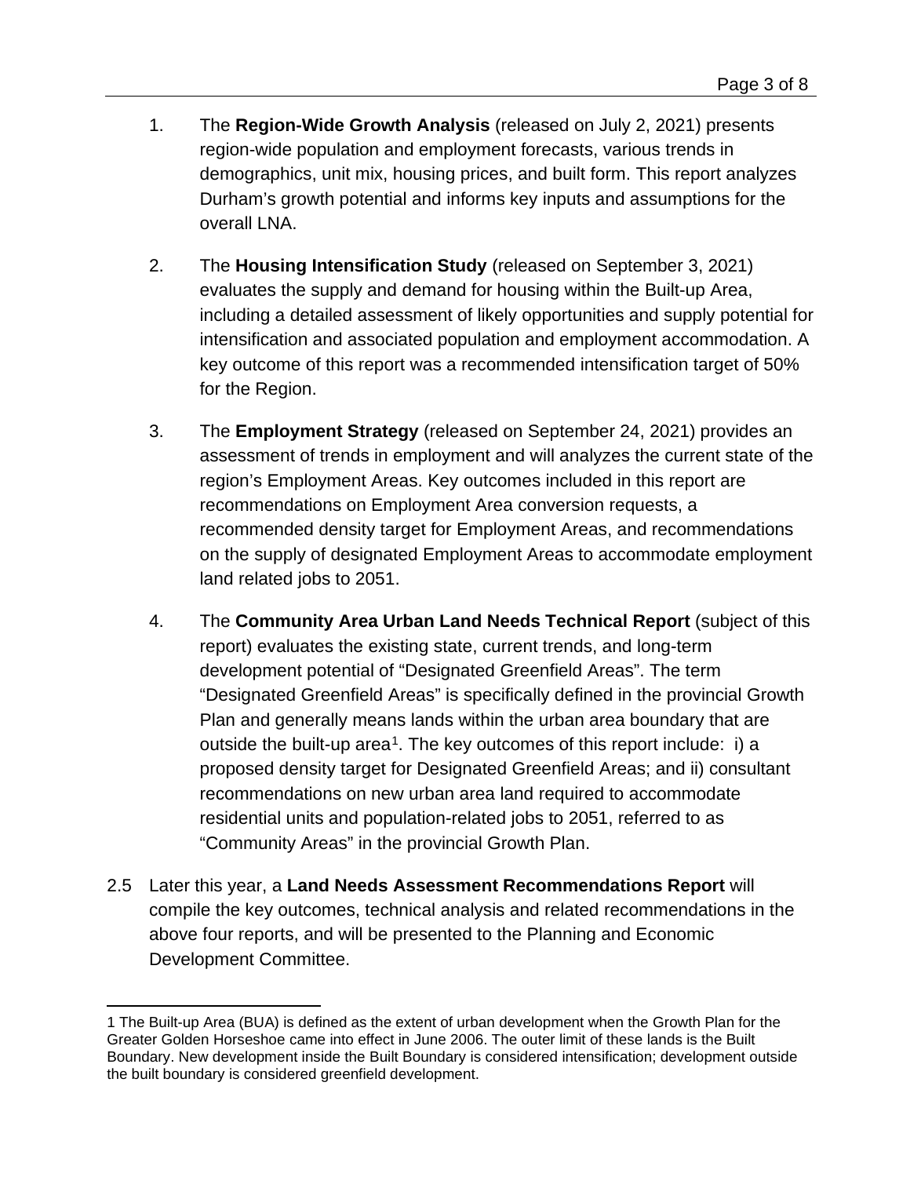1. The **Region-Wide Growth Analysis** (released on July 2, 2021) presents region-wide population and employment forecasts, various trends in demographics, unit mix, housing prices, and built form. This report analyzes Durham's growth potential and informs key inputs and assumptions for the overall LNA.

2. The **Housing Intensification Study** (released on September 3, 2021) evaluates the supply and demand for housing within the Built-up Area, including a detailed assessment of likely opportunities and supply potential for intensification and associated population and employment accommodation. A key outcome of this report was a recommended intensification target of 50% for the Region.

3. The **Employment Strategy** (released on September 24, 2021) provides an assessment of trends in employment and will analyzes the current state of the region's Employment Areas. Key outcomes included in this report are recommendations on Employment Area conversion requests, a recommended density target for Employment Areas, and recommendations on the supply of designated Employment Areas to accommodate employment land related jobs to 2051.

4. The **Community Area Urban Land Needs Technical Report** (subject of this report) evaluates the existing state, current trends, and long-term development potential of "Designated Greenfield Areas". The term "Designated Greenfield Areas" is specifically defined in the provincial Growth Plan and generally means lands within the urban area boundary that are outside the built-up area[1]. The key outcomes of this report include: i) a proposed density target for Designated Greenfield Areas; and ii) consultant recommendations on new urban area land required to accommodate residential units and population-related jobs to 2051, referred to as "Community Areas" in the provincial Growth Plan.

2.5 Later this year, a **Land Needs Assessment Recommendations Report** will compile the key outcomes, technical analysis and related recommendations in the above four reports, and will be presented to the Planning and Economic Development Committee.

---

1 The Built-up Area (BUA) is defined as the extent of urban development when the Growth Plan for the Greater Golden Horseshoe came into effect in June 2006. The outer limit of these lands is the Built Boundary. New development inside the Built Boundary is considered intensification; development outside the built boundary is considered greenfield development.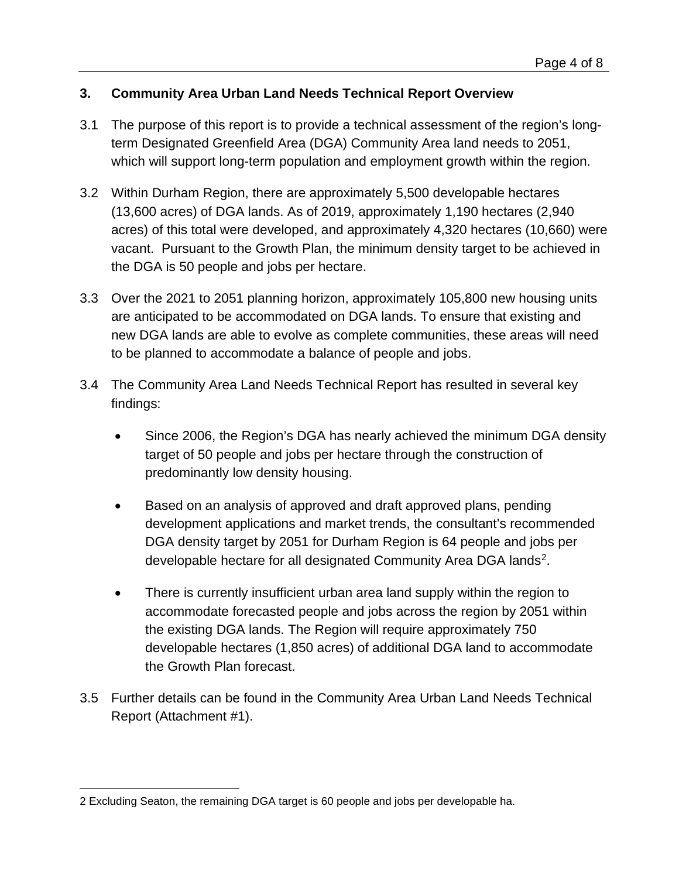## 3. Community Area Urban Land Needs Technical Report Overview

3.1 The purpose of this report is to provide a technical assessment of the region's long-term Designated Greenfield Area (DGA) Community Area land needs to 2051, which will support long-term population and employment growth within the region.

3.2 Within Durham Region, there are approximately 5,500 developable hectares (13,600 acres) of DGA lands. As of 2019, approximately 1,190 hectares (2,940 acres) of this total were developed, and approximately 4,320 hectares (10,660) were vacant. Pursuant to the Growth Plan, the minimum density target to be achieved in the DGA is 50 people and jobs per hectare.

3.3 Over the 2021 to 2051 planning horizon, approximately 105,800 new housing units are anticipated to be accommodated on DGA lands. To ensure that existing and new DGA lands are able to evolve as complete communities, these areas will need to be planned to accommodate a balance of people and jobs.

3.4 The Community Area Land Needs Technical Report has resulted in several key findings:

- Since 2006, the Region's DGA has nearly achieved the minimum DGA density target of 50 people and jobs per hectare through the construction of predominantly low density housing.
- Based on an analysis of approved and draft approved plans, pending development applications and market trends, the consultant's recommended DGA density target by 2051 for Durham Region is 64 people and jobs per developable hectare for all designated Community Area DGA lands[2].
- There is currently insufficient urban area land supply within the region to accommodate forecasted people and jobs across the region by 2051 within the existing DGA lands. The Region will require approximately 750 developable hectares (1,850 acres) of additional DGA land to accommodate the Growth Plan forecast.

3.5 Further details can be found in the Community Area Urban Land Needs Technical Report (Attachment #1).

---

2 Excluding Seaton, the remaining DGA target is 60 people and jobs per developable ha.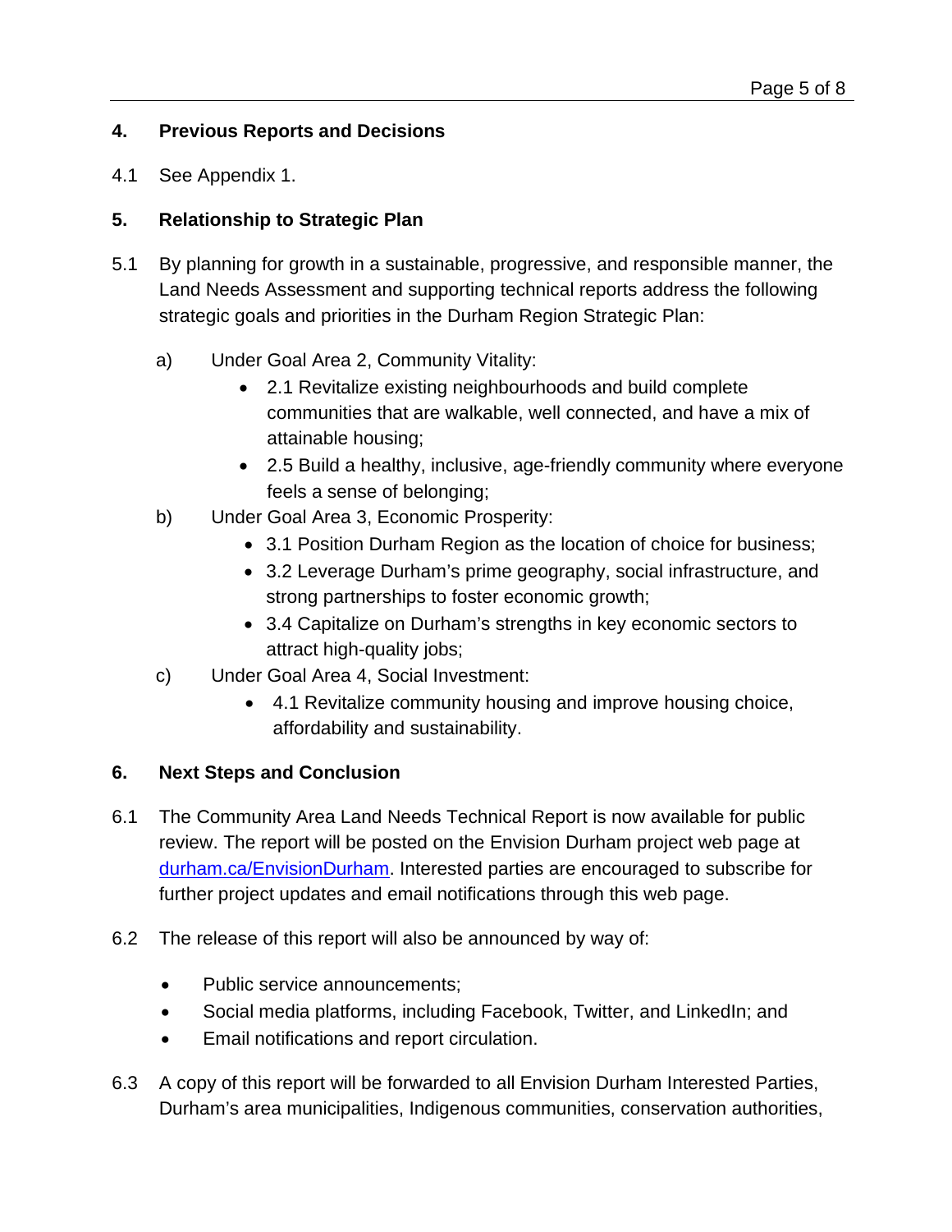## 4. Previous Reports and Decisions

4.1 See Appendix 1.

## 5. Relationship to Strategic Plan

5.1 By planning for growth in a sustainable, progressive, and responsible manner, the Land Needs Assessment and supporting technical reports address the following strategic goals and priorities in the Durham Region Strategic Plan:

a) Under Goal Area 2, Community Vitality:
   - 2.1 Revitalize existing neighbourhoods and build complete communities that are walkable, well connected, and have a mix of attainable housing;
   - 2.5 Build a healthy, inclusive, age-friendly community where everyone feels a sense of belonging;

b) Under Goal Area 3, Economic Prosperity:
   - 3.1 Position Durham Region as the location of choice for business;
   - 3.2 Leverage Durham's prime geography, social infrastructure, and strong partnerships to foster economic growth;
   - 3.4 Capitalize on Durham's strengths in key economic sectors to attract high-quality jobs;

c) Under Goal Area 4, Social Investment:
   - 4.1 Revitalize community housing and improve housing choice, affordability and sustainability.

## 6. Next Steps and Conclusion

6.1 The Community Area Land Needs Technical Report is now available for public review. The report will be posted on the Envision Durham project web page at [durham.ca/EnvisionDurham](durham.ca/EnvisionDurham). Interested parties are encouraged to subscribe for further project updates and email notifications through this web page.

6.2 The release of this report will also be announced by way of:

- Public service announcements;
- Social media platforms, including Facebook, Twitter, and LinkedIn; and
- Email notifications and report circulation.

6.3 A copy of this report will be forwarded to all Envision Durham Interested Parties, Durham's area municipalities, Indigenous communities, conservation authorities,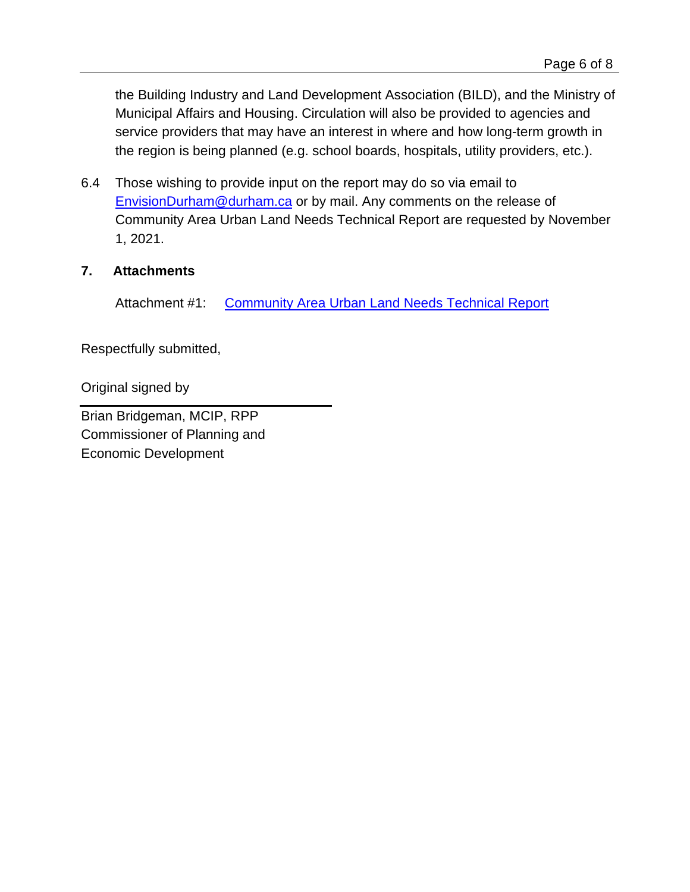the Building Industry and Land Development Association (BILD), and the Ministry of Municipal Affairs and Housing. Circulation will also be provided to agencies and service providers that may have an interest in where and how long-term growth in the region is being planned (e.g. school boards, hospitals, utility providers, etc.).

6.4 Those wishing to provide input on the report may do so via email to [EnvisionDurham@durham.ca](mailto:EnvisionDurham@durham.ca) or by mail. Any comments on the release of Community Area Urban Land Needs Technical Report are requested by November 1, 2021.

## 7. Attachments

Attachment #1: Community Area Urban Land Needs Technical Report

Respectfully submitted,

Original signed by

Brian Bridgeman, MCIP, RPP
Commissioner of Planning and
Economic Development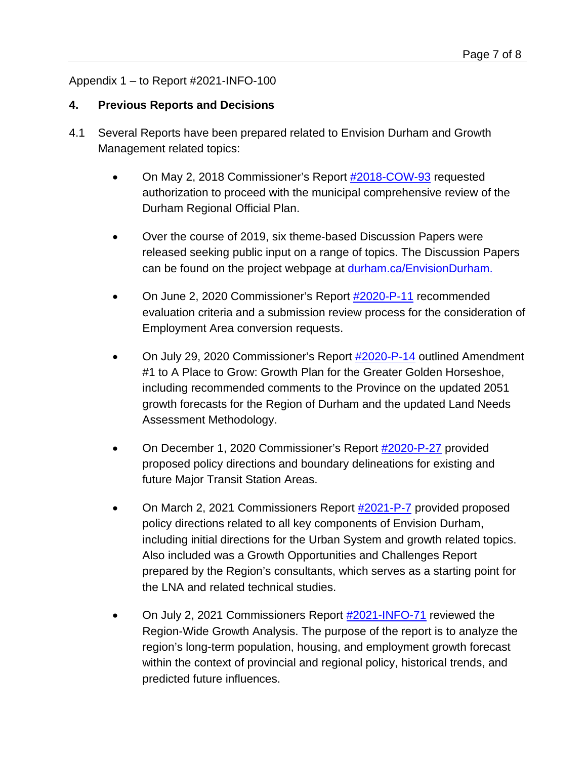Appendix 1 – to Report #2021-INFO-100

## 4. Previous Reports and Decisions

4.1 Several Reports have been prepared related to Envision Durham and Growth Management related topics:

- On May 2, 2018 Commissioner's Report #2018-COW-93 requested authorization to proceed with the municipal comprehensive review of the Durham Regional Official Plan.
- Over the course of 2019, six theme-based Discussion Papers were released seeking public input on a range of topics. The Discussion Papers can be found on the project webpage at durham.ca/EnvisionDurham.
- On June 2, 2020 Commissioner's Report #2020-P-11 recommended evaluation criteria and a submission review process for the consideration of Employment Area conversion requests.
- On July 29, 2020 Commissioner's Report #2020-P-14 outlined Amendment #1 to A Place to Grow: Growth Plan for the Greater Golden Horseshoe, including recommended comments to the Province on the updated 2051 growth forecasts for the Region of Durham and the updated Land Needs Assessment Methodology.
- On December 1, 2020 Commissioner's Report #2020-P-27 provided proposed policy directions and boundary delineations for existing and future Major Transit Station Areas.
- On March 2, 2021 Commissioners Report #2021-P-7 provided proposed policy directions related to all key components of Envision Durham, including initial directions for the Urban System and growth related topics. Also included was a Growth Opportunities and Challenges Report prepared by the Region's consultants, which serves as a starting point for the LNA and related technical studies.
- On July 2, 2021 Commissioners Report #2021-INFO-71 reviewed the Region-Wide Growth Analysis. The purpose of the report is to analyze the region's long-term population, housing, and employment growth forecast within the context of provincial and regional policy, historical trends, and predicted future influences.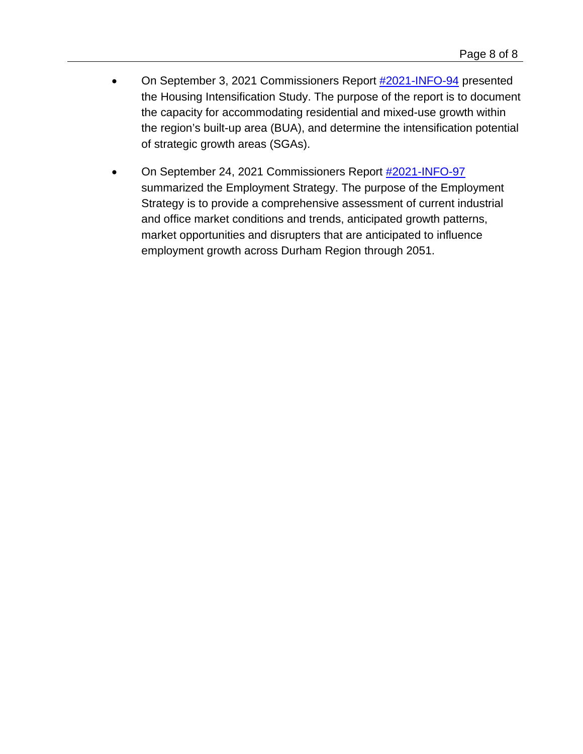- On September 3, 2021 Commissioners Report #2021-INFO-94 presented the Housing Intensification Study. The purpose of the report is to document the capacity for accommodating residential and mixed-use growth within the region's built-up area (BUA), and determine the intensification potential of strategic growth areas (SGAs).

- On September 24, 2021 Commissioners Report #2021-INFO-97 summarized the Employment Strategy. The purpose of the Employment Strategy is to provide a comprehensive assessment of current industrial and office market conditions and trends, anticipated growth patterns, market opportunities and disrupters that are anticipated to influence employment growth across Durham Region through 2051.